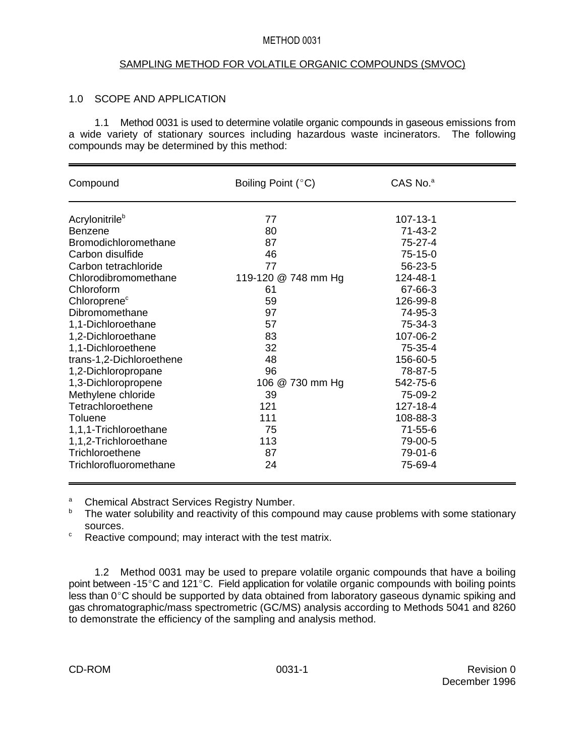# METHOD 0031

## SAMPLING METHOD FOR VOLATILE ORGANIC COMPOUNDS (SMVOC)

### 1.0 SCOPE AND APPLICATION

1.1 Method 0031 is used to determine volatile organic compounds in gaseous emissions from a wide variety of stationary sources including hazardous waste incinerators. The following compounds may be determined by this method:

| Compound | Boiling Point (°C) | CAS No.[a] |
|---|---|---|
| Acrylonitrile[b] | 77 | 107-13-1 |
| Benzene | 80 | 71-43-2 |
| Bromodichloromethane | 87 | 75-27-4 |
| Carbon disulfide | 46 | 75-15-0 |
| Carbon tetrachloride | 77 | 56-23-5 |
| Chlorodibromomethane | 119-120 @ 748 mm Hg | 124-48-1 |
| Chloroform | 61 | 67-66-3 |
| Chloroprene[c] | 59 | 126-99-8 |
| Dibromomethane | 97 | 74-95-3 |
| 1,1-Dichloroethane | 57 | 75-34-3 |
| 1,2-Dichloroethane | 83 | 107-06-2 |
| 1,1-Dichloroethene | 32 | 75-35-4 |
| trans-1,2-Dichloroethene | 48 | 156-60-5 |
| 1,2-Dichloropropane | 96 | 78-87-5 |
| 1,3-Dichloropropene | 106 @ 730 mm Hg | 542-75-6 |
| Methylene chloride | 39 | 75-09-2 |
| Tetrachloroethene | 121 | 127-18-4 |
| Toluene | 111 | 108-88-3 |
| 1,1,1-Trichloroethane | 75 | 71-55-6 |
| 1,1,2-Trichloroethane | 113 | 79-00-5 |
| Trichloroethene | 87 | 79-01-6 |
| Trichlorofluoromethane | 24 | 75-69-4 |

[a] Chemical Abstract Services Registry Number.

[b] The water solubility and reactivity of this compound may cause problems with some stationary sources.

[c] Reactive compound; may interact with the test matrix.

1.2 Method 0031 may be used to prepare volatile organic compounds that have a boiling point between -15°C and 121°C. Field application for volatile organic compounds with boiling points less than 0°C should be supported by data obtained from laboratory gaseous dynamic spiking and gas chromatographic/mass spectrometric (GC/MS) analysis according to Methods 5041 and 8260 to demonstrate the efficiency of the sampling and analysis method.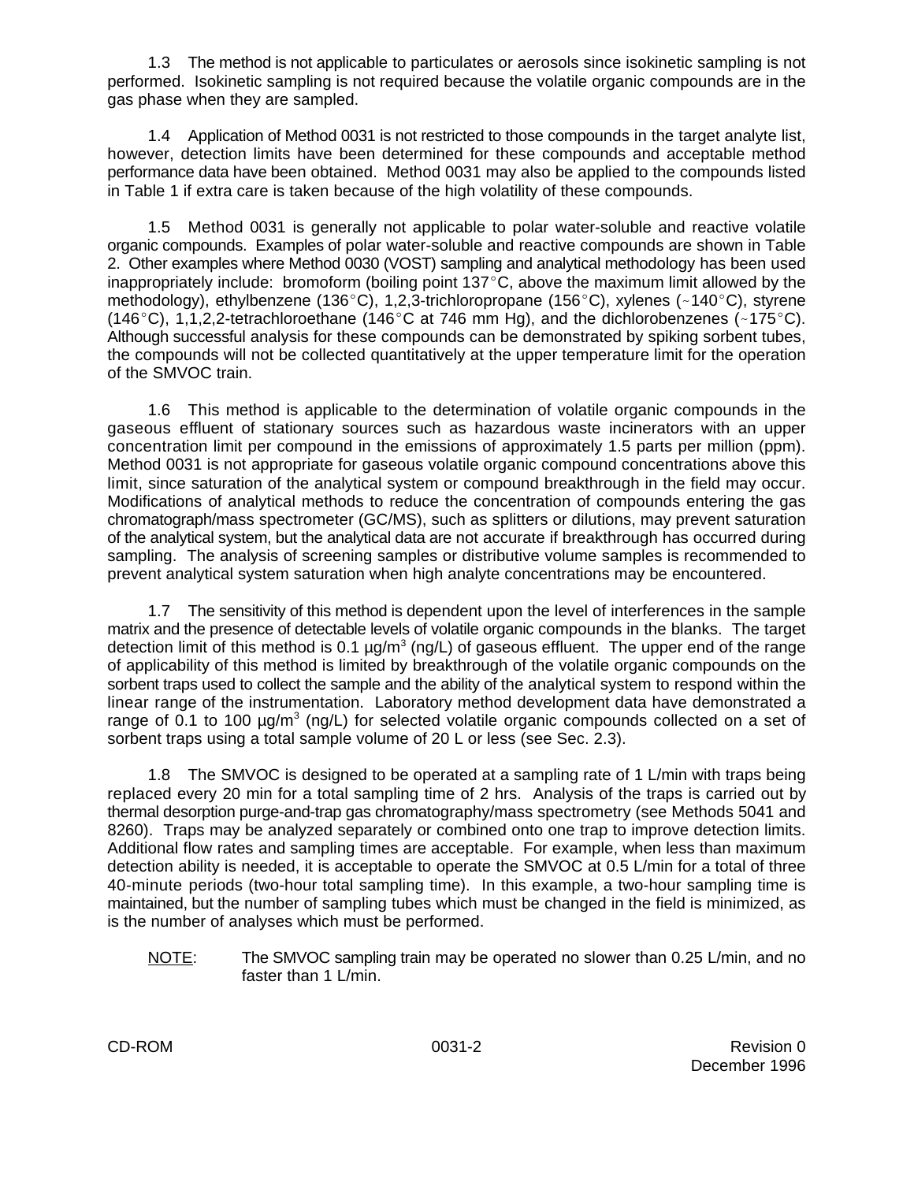1.3 The method is not applicable to particulates or aerosols since isokinetic sampling is not performed. Isokinetic sampling is not required because the volatile organic compounds are in the gas phase when they are sampled.

1.4 Application of Method 0031 is not restricted to those compounds in the target analyte list, however, detection limits have been determined for these compounds and acceptable method performance data have been obtained. Method 0031 may also be applied to the compounds listed in Table 1 if extra care is taken because of the high volatility of these compounds.

1.5 Method 0031 is generally not applicable to polar water-soluble and reactive volatile organic compounds. Examples of polar water-soluble and reactive compounds are shown in Table 2. Other examples where Method 0030 (VOST) sampling and analytical methodology has been used inappropriately include: bromoform (boiling point 137°C, above the maximum limit allowed by the methodology), ethylbenzene (136°C), 1,2,3-trichloropropane (156°C), xylenes (~140°C), styrene (146°C), 1,1,2,2-tetrachloroethane (146°C at 746 mm Hg), and the dichlorobenzenes (~175°C). Although successful analysis for these compounds can be demonstrated by spiking sorbent tubes, the compounds will not be collected quantitatively at the upper temperature limit for the operation of the SMVOC train.

1.6 This method is applicable to the determination of volatile organic compounds in the gaseous effluent of stationary sources such as hazardous waste incinerators with an upper concentration limit per compound in the emissions of approximately 1.5 parts per million (ppm). Method 0031 is not appropriate for gaseous volatile organic compound concentrations above this limit, since saturation of the analytical system or compound breakthrough in the field may occur. Modifications of analytical methods to reduce the concentration of compounds entering the gas chromatograph/mass spectrometer (GC/MS), such as splitters or dilutions, may prevent saturation of the analytical system, but the analytical data are not accurate if breakthrough has occurred during sampling. The analysis of screening samples or distributive volume samples is recommended to prevent analytical system saturation when high analyte concentrations may be encountered.

1.7 The sensitivity of this method is dependent upon the level of interferences in the sample matrix and the presence of detectable levels of volatile organic compounds in the blanks. The target detection limit of this method is 0.1 µg/$m^3$ (ng/L) of gaseous effluent. The upper end of the range of applicability of this method is limited by breakthrough of the volatile organic compounds on the sorbent traps used to collect the sample and the ability of the analytical system to respond within the linear range of the instrumentation. Laboratory method development data have demonstrated a range of 0.1 to 100 µg/$m^3$ (ng/L) for selected volatile organic compounds collected on a set of sorbent traps using a total sample volume of 20 L or less (see Sec. 2.3).

1.8 The SMVOC is designed to be operated at a sampling rate of 1 L/min with traps being replaced every 20 min for a total sampling time of 2 hrs. Analysis of the traps is carried out by thermal desorption purge-and-trap gas chromatography/mass spectrometry (see Methods 5041 and 8260). Traps may be analyzed separately or combined onto one trap to improve detection limits. Additional flow rates and sampling times are acceptable. For example, when less than maximum detection ability is needed, it is acceptable to operate the SMVOC at 0.5 L/min for a total of three 40-minute periods (two-hour total sampling time). In this example, a two-hour sampling time is maintained, but the number of sampling tubes which must be changed in the field is minimized, as is the number of analyses which must be performed.

NOTE: The SMVOC sampling train may be operated no slower than 0.25 L/min, and no faster than 1 L/min.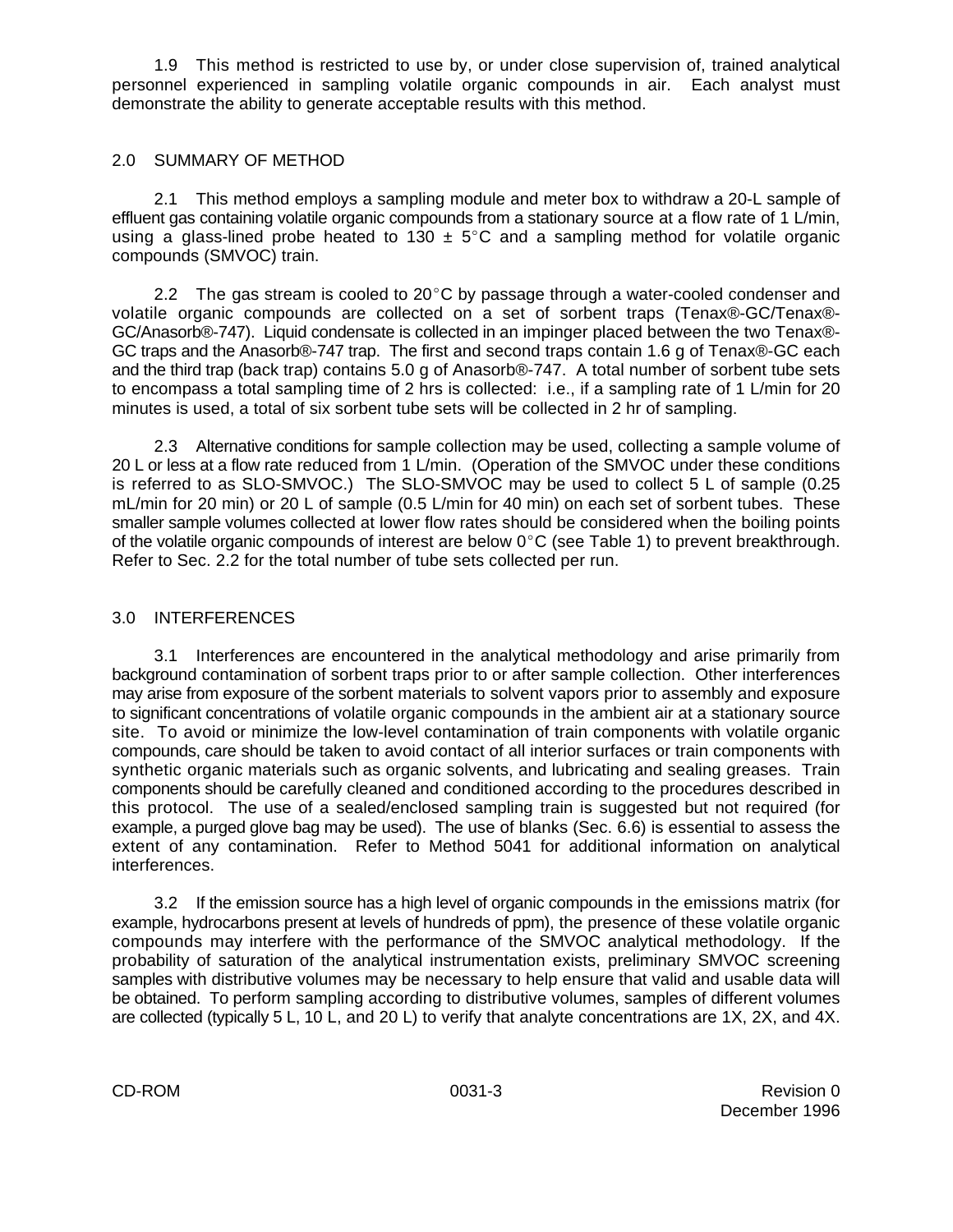1.9 This method is restricted to use by, or under close supervision of, trained analytical personnel experienced in sampling volatile organic compounds in air. Each analyst must demonstrate the ability to generate acceptable results with this method.

## 2.0 SUMMARY OF METHOD

2.1 This method employs a sampling module and meter box to withdraw a 20-L sample of effluent gas containing volatile organic compounds from a stationary source at a flow rate of 1 L/min, using a glass-lined probe heated to 130 ± 5°C and a sampling method for volatile organic compounds (SMVOC) train.

2.2 The gas stream is cooled to 20°C by passage through a water-cooled condenser and volatile organic compounds are collected on a set of sorbent traps (Tenax®-GC/Tenax®-GC/Anasorb®-747). Liquid condensate is collected in an impinger placed between the two Tenax®-GC traps and the Anasorb®-747 trap. The first and second traps contain 1.6 g of Tenax®-GC each and the third trap (back trap) contains 5.0 g of Anasorb®-747. A total number of sorbent tube sets to encompass a total sampling time of 2 hrs is collected: i.e., if a sampling rate of 1 L/min for 20 minutes is used, a total of six sorbent tube sets will be collected in 2 hr of sampling.

2.3 Alternative conditions for sample collection may be used, collecting a sample volume of 20 L or less at a flow rate reduced from 1 L/min. (Operation of the SMVOC under these conditions is referred to as SLO-SMVOC.) The SLO-SMVOC may be used to collect 5 L of sample (0.25 mL/min for 20 min) or 20 L of sample (0.5 L/min for 40 min) on each set of sorbent tubes. These smaller sample volumes collected at lower flow rates should be considered when the boiling points of the volatile organic compounds of interest are below 0°C (see Table 1) to prevent breakthrough. Refer to Sec. 2.2 for the total number of tube sets collected per run.

## 3.0 INTERFERENCES

3.1 Interferences are encountered in the analytical methodology and arise primarily from background contamination of sorbent traps prior to or after sample collection. Other interferences may arise from exposure of the sorbent materials to solvent vapors prior to assembly and exposure to significant concentrations of volatile organic compounds in the ambient air at a stationary source site. To avoid or minimize the low-level contamination of train components with volatile organic compounds, care should be taken to avoid contact of all interior surfaces or train components with synthetic organic materials such as organic solvents, and lubricating and sealing greases. Train components should be carefully cleaned and conditioned according to the procedures described in this protocol. The use of a sealed/enclosed sampling train is suggested but not required (for example, a purged glove bag may be used). The use of blanks (Sec. 6.6) is essential to assess the extent of any contamination. Refer to Method 5041 for additional information on analytical interferences.

3.2 If the emission source has a high level of organic compounds in the emissions matrix (for example, hydrocarbons present at levels of hundreds of ppm), the presence of these volatile organic compounds may interfere with the performance of the SMVOC analytical methodology. If the probability of saturation of the analytical instrumentation exists, preliminary SMVOC screening samples with distributive volumes may be necessary to help ensure that valid and usable data will be obtained. To perform sampling according to distributive volumes, samples of different volumes are collected (typically 5 L, 10 L, and 20 L) to verify that analyte concentrations are 1X, 2X, and 4X.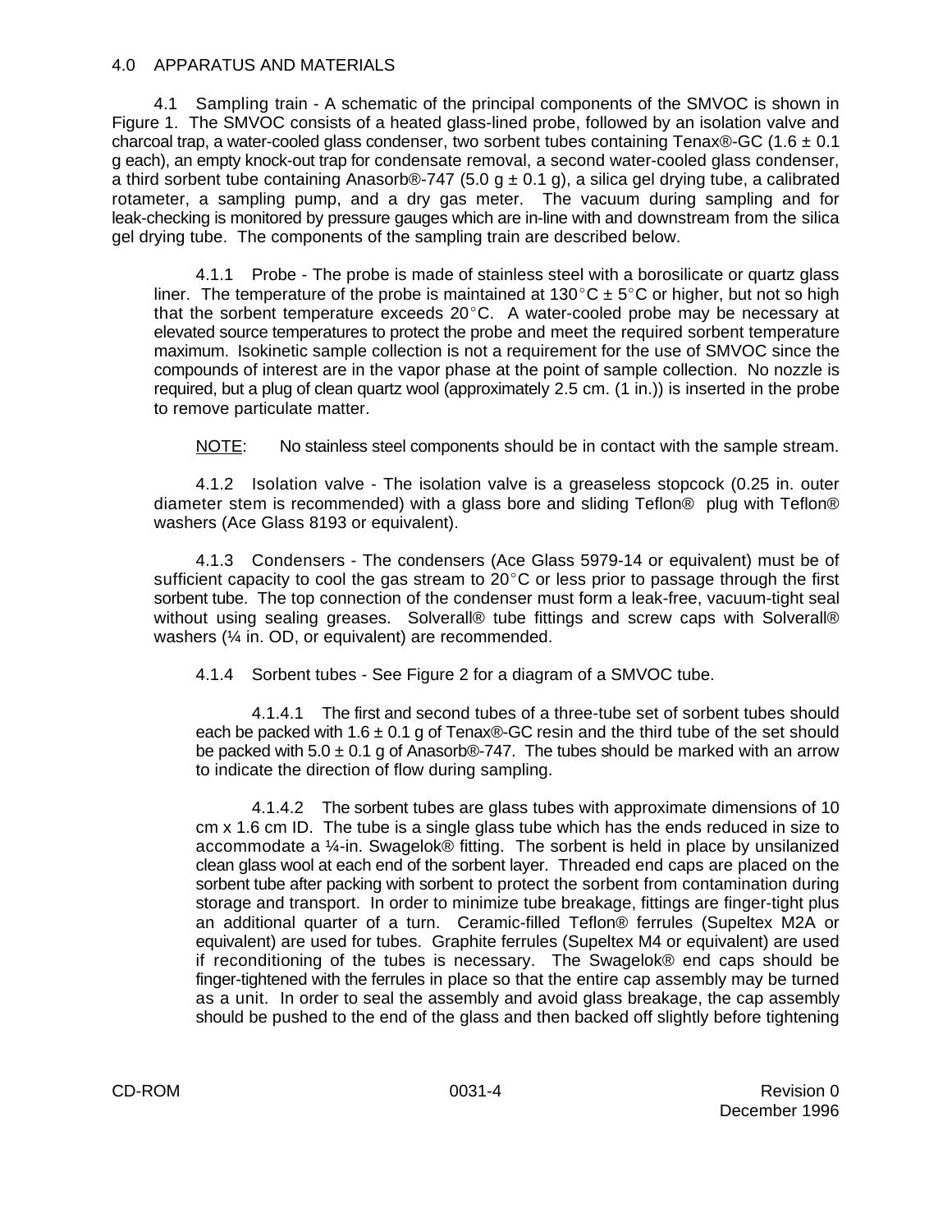## 4.0 APPARATUS AND MATERIALS

4.1 Sampling train - A schematic of the principal components of the SMVOC is shown in Figure 1. The SMVOC consists of a heated glass-lined probe, followed by an isolation valve and charcoal trap, a water-cooled glass condenser, two sorbent tubes containing Tenax®-GC (1.6 ± 0.1 g each), an empty knock-out trap for condensate removal, a second water-cooled glass condenser, a third sorbent tube containing Anasorb®-747 (5.0 g ± 0.1 g), a silica gel drying tube, a calibrated rotameter, a sampling pump, and a dry gas meter. The vacuum during sampling and for leak-checking is monitored by pressure gauges which are in-line with and downstream from the silica gel drying tube. The components of the sampling train are described below.

4.1.1 Probe - The probe is made of stainless steel with a borosilicate or quartz glass liner. The temperature of the probe is maintained at 130°C ± 5°C or higher, but not so high that the sorbent temperature exceeds 20°C. A water-cooled probe may be necessary at elevated source temperatures to protect the probe and meet the required sorbent temperature maximum. Isokinetic sample collection is not a requirement for the use of SMVOC since the compounds of interest are in the vapor phase at the point of sample collection. No nozzle is required, but a plug of clean quartz wool (approximately 2.5 cm. (1 in.)) is inserted in the probe to remove particulate matter.

NOTE: No stainless steel components should be in contact with the sample stream.

4.1.2 Isolation valve - The isolation valve is a greaseless stopcock (0.25 in. outer diameter stem is recommended) with a glass bore and sliding Teflon® plug with Teflon® washers (Ace Glass 8193 or equivalent).

4.1.3 Condensers - The condensers (Ace Glass 5979-14 or equivalent) must be of sufficient capacity to cool the gas stream to 20°C or less prior to passage through the first sorbent tube. The top connection of the condenser must form a leak-free, vacuum-tight seal without using sealing greases. Solverall® tube fittings and screw caps with Solverall® washers (¼ in. OD, or equivalent) are recommended.

4.1.4 Sorbent tubes - See Figure 2 for a diagram of a SMVOC tube.

4.1.4.1 The first and second tubes of a three-tube set of sorbent tubes should each be packed with 1.6 ± 0.1 g of Tenax®-GC resin and the third tube of the set should be packed with 5.0 ± 0.1 g of Anasorb®-747. The tubes should be marked with an arrow to indicate the direction of flow during sampling.

4.1.4.2 The sorbent tubes are glass tubes with approximate dimensions of 10 cm x 1.6 cm ID. The tube is a single glass tube which has the ends reduced in size to accommodate a ¼-in. Swagelok® fitting. The sorbent is held in place by unsilanized clean glass wool at each end of the sorbent layer. Threaded end caps are placed on the sorbent tube after packing with sorbent to protect the sorbent from contamination during storage and transport. In order to minimize tube breakage, fittings are finger-tight plus an additional quarter of a turn. Ceramic-filled Teflon® ferrules (Supeltex M2A or equivalent) are used for tubes. Graphite ferrules (Supeltex M4 or equivalent) are used if reconditioning of the tubes is necessary. The Swagelok® end caps should be finger-tightened with the ferrules in place so that the entire cap assembly may be turned as a unit. In order to seal the assembly and avoid glass breakage, the cap assembly should be pushed to the end of the glass and then backed off slightly before tightening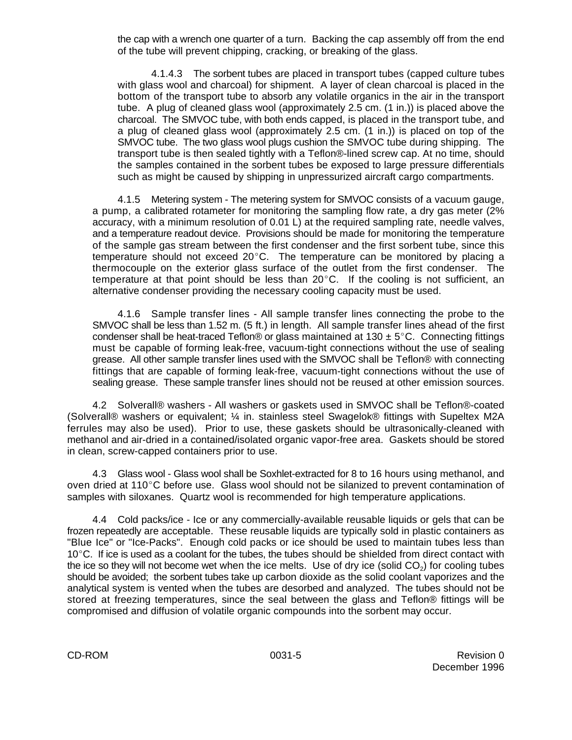the cap with a wrench one quarter of a turn. Backing the cap assembly off from the end of the tube will prevent chipping, cracking, or breaking of the glass.

4.1.4.3 The sorbent tubes are placed in transport tubes (capped culture tubes with glass wool and charcoal) for shipment. A layer of clean charcoal is placed in the bottom of the transport tube to absorb any volatile organics in the air in the transport tube. A plug of cleaned glass wool (approximately 2.5 cm. (1 in.)) is placed above the charcoal. The SMVOC tube, with both ends capped, is placed in the transport tube, and a plug of cleaned glass wool (approximately 2.5 cm. (1 in.)) is placed on top of the SMVOC tube. The two glass wool plugs cushion the SMVOC tube during shipping. The transport tube is then sealed tightly with a Teflon®-lined screw cap. At no time, should the samples contained in the sorbent tubes be exposed to large pressure differentials such as might be caused by shipping in unpressurized aircraft cargo compartments.

4.1.5 Metering system - The metering system for SMVOC consists of a vacuum gauge, a pump, a calibrated rotameter for monitoring the sampling flow rate, a dry gas meter (2% accuracy, with a minimum resolution of 0.01 L) at the required sampling rate, needle valves, and a temperature readout device. Provisions should be made for monitoring the temperature of the sample gas stream between the first condenser and the first sorbent tube, since this temperature should not exceed 20°C. The temperature can be monitored by placing a thermocouple on the exterior glass surface of the outlet from the first condenser. The temperature at that point should be less than 20°C. If the cooling is not sufficient, an alternative condenser providing the necessary cooling capacity must be used.

4.1.6 Sample transfer lines - All sample transfer lines connecting the probe to the SMVOC shall be less than 1.52 m. (5 ft.) in length. All sample transfer lines ahead of the first condenser shall be heat-traced Teflon® or glass maintained at 130 ± 5°C. Connecting fittings must be capable of forming leak-free, vacuum-tight connections without the use of sealing grease. All other sample transfer lines used with the SMVOC shall be Teflon® with connecting fittings that are capable of forming leak-free, vacuum-tight connections without the use of sealing grease. These sample transfer lines should not be reused at other emission sources.

4.2 Solverall® washers - All washers or gaskets used in SMVOC shall be Teflon®-coated (Solverall® washers or equivalent; ¼ in. stainless steel Swagelok® fittings with Supeltex M2A ferrules may also be used). Prior to use, these gaskets should be ultrasonically-cleaned with methanol and air-dried in a contained/isolated organic vapor-free area. Gaskets should be stored in clean, screw-capped containers prior to use.

4.3 Glass wool - Glass wool shall be Soxhlet-extracted for 8 to 16 hours using methanol, and oven dried at 110°C before use. Glass wool should not be silanized to prevent contamination of samples with siloxanes. Quartz wool is recommended for high temperature applications.

4.4 Cold packs/ice - Ice or any commercially-available reusable liquids or gels that can be frozen repeatedly are acceptable. These reusable liquids are typically sold in plastic containers as "Blue Ice" or "Ice-Packs". Enough cold packs or ice should be used to maintain tubes less than 10°C. If ice is used as a coolant for the tubes, the tubes should be shielded from direct contact with the ice so they will not become wet when the ice melts. Use of dry ice (solid $CO_2$) for cooling tubes should be avoided; the sorbent tubes take up carbon dioxide as the solid coolant vaporizes and the analytical system is vented when the tubes are desorbed and analyzed. The tubes should not be stored at freezing temperatures, since the seal between the glass and Teflon® fittings will be compromised and diffusion of volatile organic compounds into the sorbent may occur.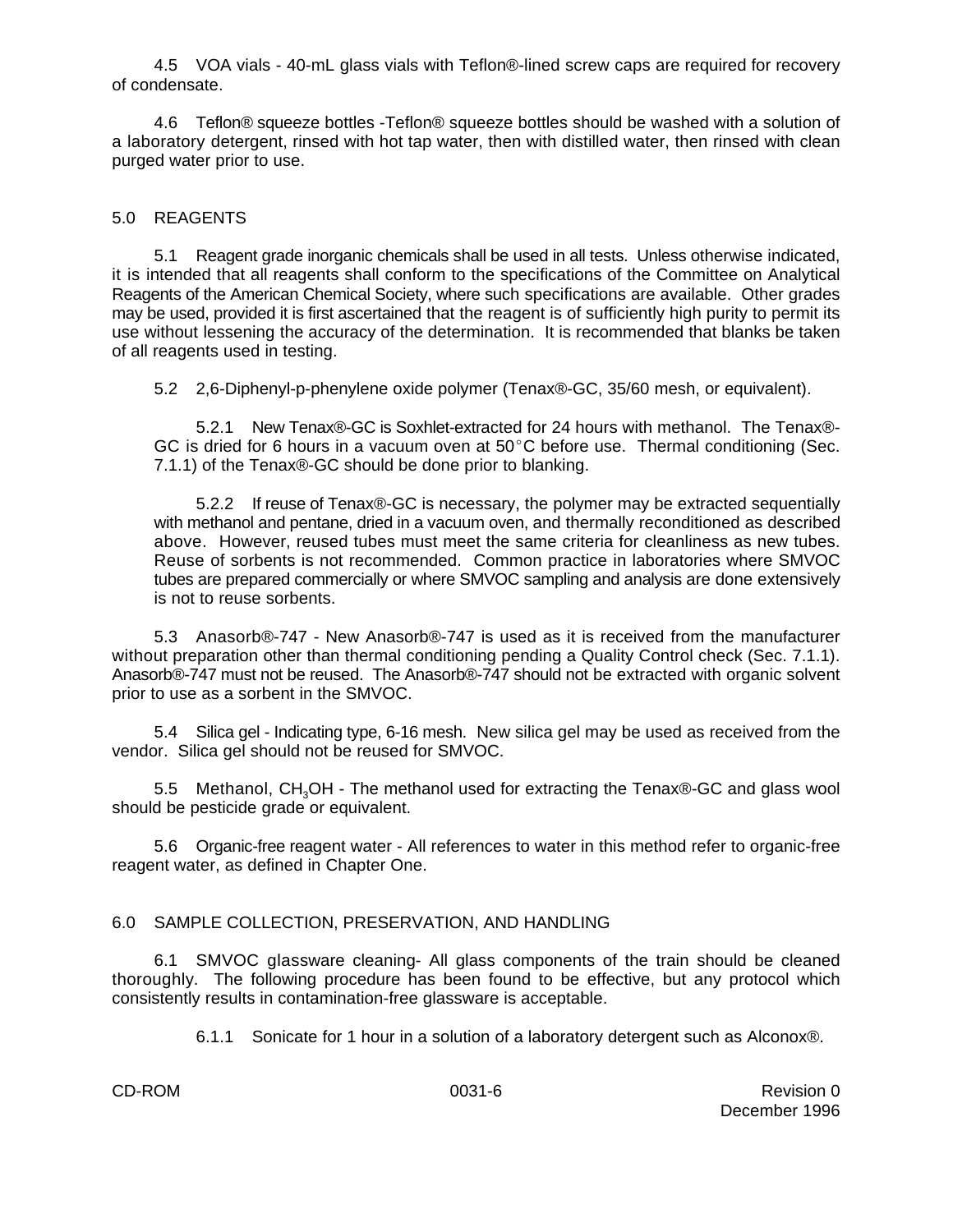4.5 VOA vials - 40-mL glass vials with Teflon®-lined screw caps are required for recovery of condensate.

4.6 Teflon® squeeze bottles -Teflon® squeeze bottles should be washed with a solution of a laboratory detergent, rinsed with hot tap water, then with distilled water, then rinsed with clean purged water prior to use.

## 5.0 REAGENTS

5.1 Reagent grade inorganic chemicals shall be used in all tests. Unless otherwise indicated, it is intended that all reagents shall conform to the specifications of the Committee on Analytical Reagents of the American Chemical Society, where such specifications are available. Other grades may be used, provided it is first ascertained that the reagent is of sufficiently high purity to permit its use without lessening the accuracy of the determination. It is recommended that blanks be taken of all reagents used in testing.

5.2 2,6-Diphenyl-p-phenylene oxide polymer (Tenax®-GC, 35/60 mesh, or equivalent).

5.2.1 New Tenax®-GC is Soxhlet-extracted for 24 hours with methanol. The Tenax®-GC is dried for 6 hours in a vacuum oven at 50°C before use. Thermal conditioning (Sec. 7.1.1) of the Tenax®-GC should be done prior to blanking.

5.2.2 If reuse of Tenax®-GC is necessary, the polymer may be extracted sequentially with methanol and pentane, dried in a vacuum oven, and thermally reconditioned as described above. However, reused tubes must meet the same criteria for cleanliness as new tubes. Reuse of sorbents is not recommended. Common practice in laboratories where SMVOC tubes are prepared commercially or where SMVOC sampling and analysis are done extensively is not to reuse sorbents.

5.3 Anasorb®-747 - New Anasorb®-747 is used as it is received from the manufacturer without preparation other than thermal conditioning pending a Quality Control check (Sec. 7.1.1). Anasorb®-747 must not be reused. The Anasorb®-747 should not be extracted with organic solvent prior to use as a sorbent in the SMVOC.

5.4 Silica gel - Indicating type, 6-16 mesh. New silica gel may be used as received from the vendor. Silica gel should not be reused for SMVOC.

5.5 Methanol, $CH_3OH$ - The methanol used for extracting the Tenax®-GC and glass wool should be pesticide grade or equivalent.

5.6 Organic-free reagent water - All references to water in this method refer to organic-free reagent water, as defined in Chapter One.

## 6.0 SAMPLE COLLECTION, PRESERVATION, AND HANDLING

6.1 SMVOC glassware cleaning- All glass components of the train should be cleaned thoroughly. The following procedure has been found to be effective, but any protocol which consistently results in contamination-free glassware is acceptable.

6.1.1 Sonicate for 1 hour in a solution of a laboratory detergent such as Alconox®.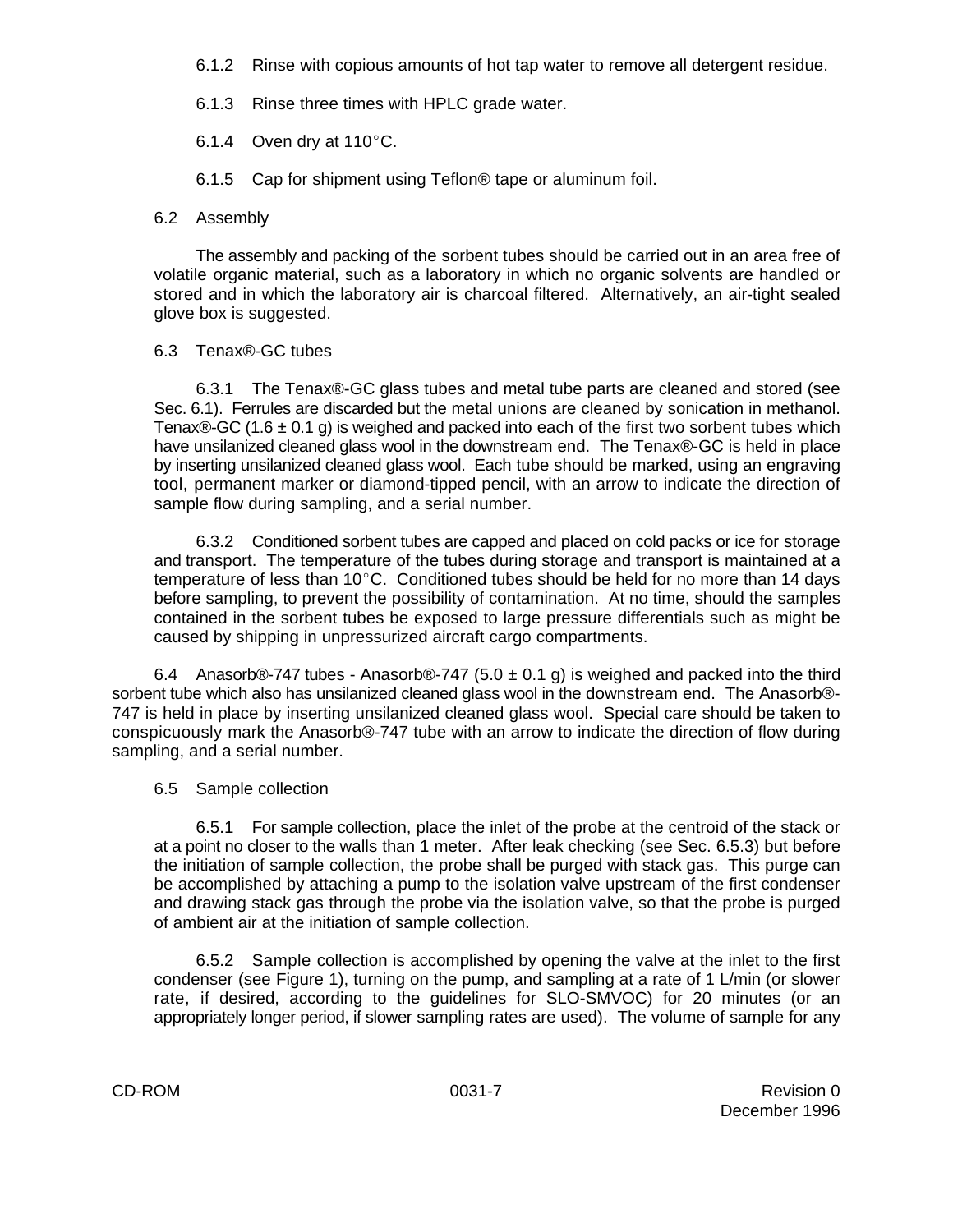6.1.2 Rinse with copious amounts of hot tap water to remove all detergent residue.

6.1.3 Rinse three times with HPLC grade water.

6.1.4 Oven dry at 110°C.

6.1.5 Cap for shipment using Teflon® tape or aluminum foil.

6.2 Assembly

The assembly and packing of the sorbent tubes should be carried out in an area free of volatile organic material, such as a laboratory in which no organic solvents are handled or stored and in which the laboratory air is charcoal filtered. Alternatively, an air-tight sealed glove box is suggested.

6.3 Tenax®-GC tubes

6.3.1 The Tenax®-GC glass tubes and metal tube parts are cleaned and stored (see Sec. 6.1). Ferrules are discarded but the metal unions are cleaned by sonication in methanol. Tenax®-GC (1.6 ± 0.1 g) is weighed and packed into each of the first two sorbent tubes which have unsilanized cleaned glass wool in the downstream end. The Tenax®-GC is held in place by inserting unsilanized cleaned glass wool. Each tube should be marked, using an engraving tool, permanent marker or diamond-tipped pencil, with an arrow to indicate the direction of sample flow during sampling, and a serial number.

6.3.2 Conditioned sorbent tubes are capped and placed on cold packs or ice for storage and transport. The temperature of the tubes during storage and transport is maintained at a temperature of less than 10°C. Conditioned tubes should be held for no more than 14 days before sampling, to prevent the possibility of contamination. At no time, should the samples contained in the sorbent tubes be exposed to large pressure differentials such as might be caused by shipping in unpressurized aircraft cargo compartments.

6.4 Anasorb®-747 tubes - Anasorb®-747 (5.0 ± 0.1 g) is weighed and packed into the third sorbent tube which also has unsilanized cleaned glass wool in the downstream end. The Anasorb®-747 is held in place by inserting unsilanized cleaned glass wool. Special care should be taken to conspicuously mark the Anasorb®-747 tube with an arrow to indicate the direction of flow during sampling, and a serial number.

6.5 Sample collection

6.5.1 For sample collection, place the inlet of the probe at the centroid of the stack or at a point no closer to the walls than 1 meter. After leak checking (see Sec. 6.5.3) but before the initiation of sample collection, the probe shall be purged with stack gas. This purge can be accomplished by attaching a pump to the isolation valve upstream of the first condenser and drawing stack gas through the probe via the isolation valve, so that the probe is purged of ambient air at the initiation of sample collection.

6.5.2 Sample collection is accomplished by opening the valve at the inlet to the first condenser (see Figure 1), turning on the pump, and sampling at a rate of 1 L/min (or slower rate, if desired, according to the guidelines for SLO-SMVOC) for 20 minutes (or an appropriately longer period, if slower sampling rates are used). The volume of sample for any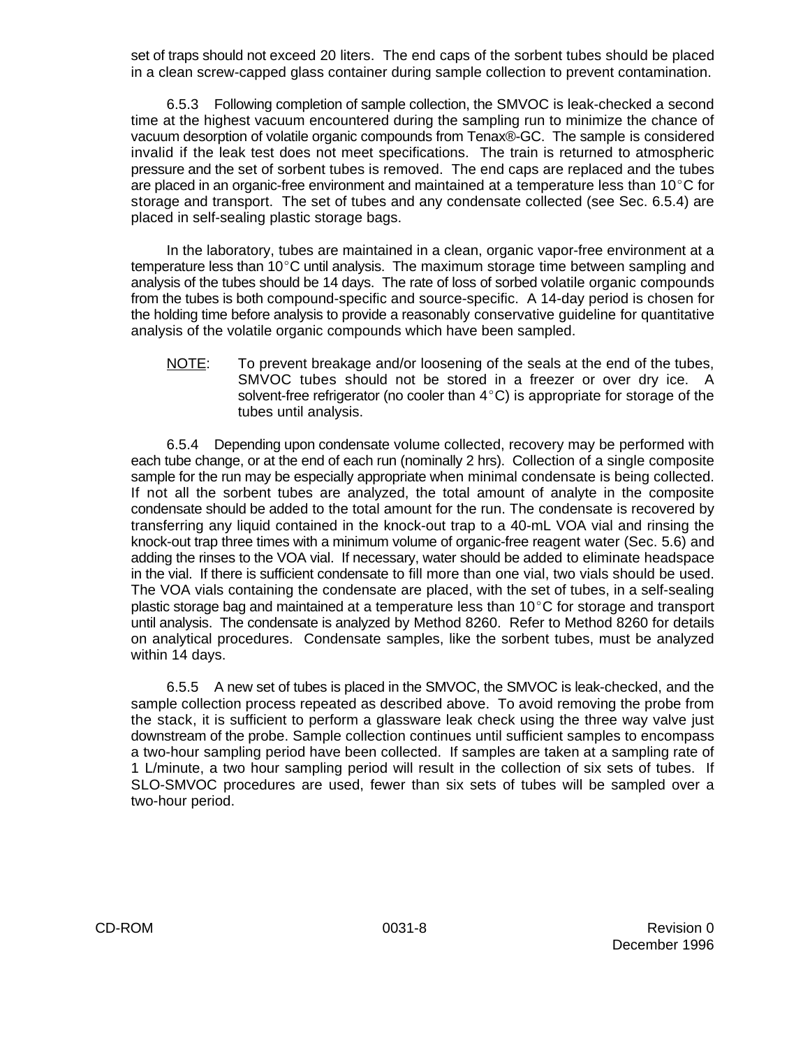set of traps should not exceed 20 liters. The end caps of the sorbent tubes should be placed in a clean screw-capped glass container during sample collection to prevent contamination.

6.5.3 Following completion of sample collection, the SMVOC is leak-checked a second time at the highest vacuum encountered during the sampling run to minimize the chance of vacuum desorption of volatile organic compounds from Tenax®-GC. The sample is considered invalid if the leak test does not meet specifications. The train is returned to atmospheric pressure and the set of sorbent tubes is removed. The end caps are replaced and the tubes are placed in an organic-free environment and maintained at a temperature less than 10°C for storage and transport. The set of tubes and any condensate collected (see Sec. 6.5.4) are placed in self-sealing plastic storage bags.

In the laboratory, tubes are maintained in a clean, organic vapor-free environment at a temperature less than 10°C until analysis. The maximum storage time between sampling and analysis of the tubes should be 14 days. The rate of loss of sorbed volatile organic compounds from the tubes is both compound-specific and source-specific. A 14-day period is chosen for the holding time before analysis to provide a reasonably conservative guideline for quantitative analysis of the volatile organic compounds which have been sampled.

NOTE: To prevent breakage and/or loosening of the seals at the end of the tubes, SMVOC tubes should not be stored in a freezer or over dry ice. A solvent-free refrigerator (no cooler than 4°C) is appropriate for storage of the tubes until analysis.

6.5.4 Depending upon condensate volume collected, recovery may be performed with each tube change, or at the end of each run (nominally 2 hrs). Collection of a single composite sample for the run may be especially appropriate when minimal condensate is being collected. If not all the sorbent tubes are analyzed, the total amount of analyte in the composite condensate should be added to the total amount for the run. The condensate is recovered by transferring any liquid contained in the knock-out trap to a 40-mL VOA vial and rinsing the knock-out trap three times with a minimum volume of organic-free reagent water (Sec. 5.6) and adding the rinses to the VOA vial. If necessary, water should be added to eliminate headspace in the vial. If there is sufficient condensate to fill more than one vial, two vials should be used. The VOA vials containing the condensate are placed, with the set of tubes, in a self-sealing plastic storage bag and maintained at a temperature less than 10°C for storage and transport until analysis. The condensate is analyzed by Method 8260. Refer to Method 8260 for details on analytical procedures. Condensate samples, like the sorbent tubes, must be analyzed within 14 days.

6.5.5 A new set of tubes is placed in the SMVOC, the SMVOC is leak-checked, and the sample collection process repeated as described above. To avoid removing the probe from the stack, it is sufficient to perform a glassware leak check using the three way valve just downstream of the probe. Sample collection continues until sufficient samples to encompass a two-hour sampling period have been collected. If samples are taken at a sampling rate of 1 L/minute, a two hour sampling period will result in the collection of six sets of tubes. If SLO-SMVOC procedures are used, fewer than six sets of tubes will be sampled over a two-hour period.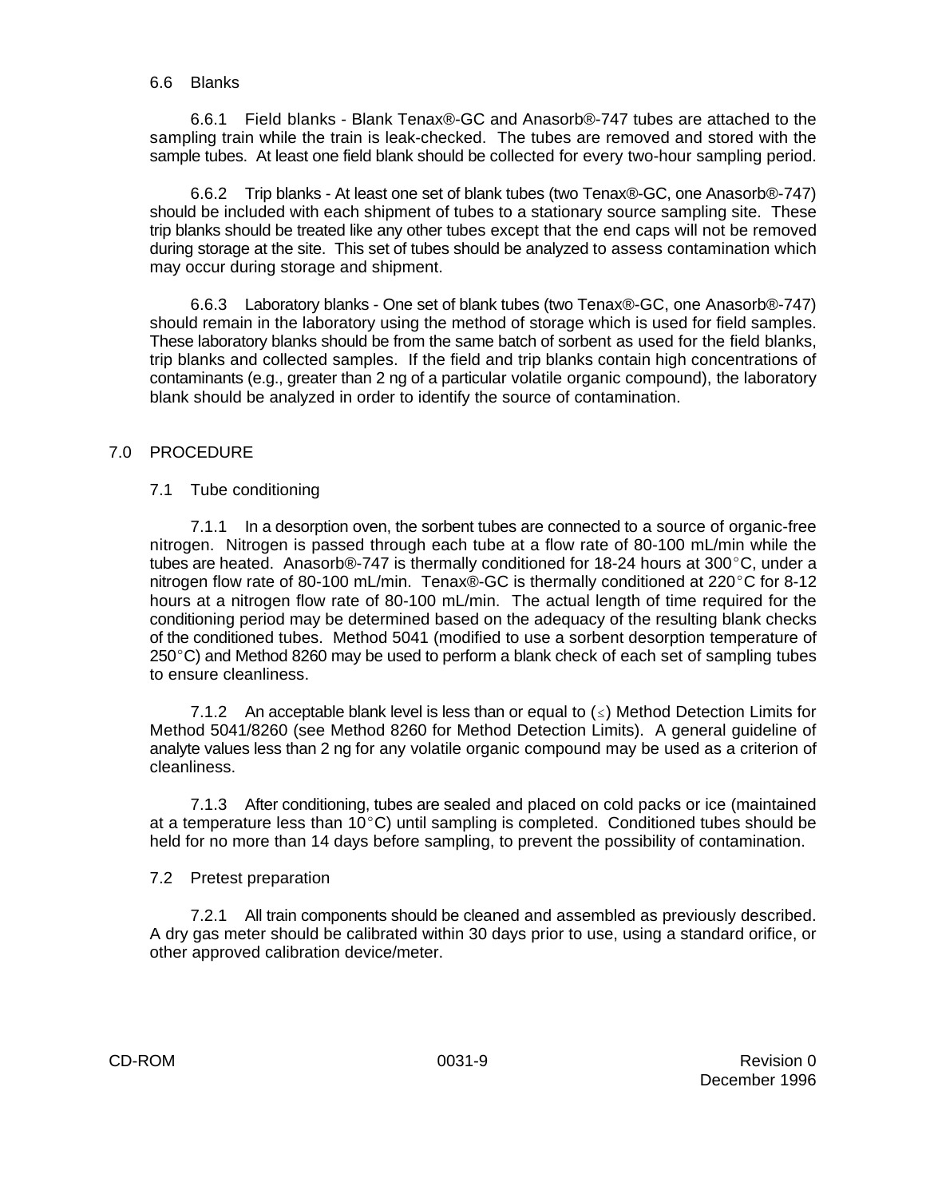### 6.6 Blanks

6.6.1 Field blanks - Blank Tenax®-GC and Anasorb®-747 tubes are attached to the sampling train while the train is leak-checked. The tubes are removed and stored with the sample tubes. At least one field blank should be collected for every two-hour sampling period.

6.6.2 Trip blanks - At least one set of blank tubes (two Tenax®-GC, one Anasorb®-747) should be included with each shipment of tubes to a stationary source sampling site. These trip blanks should be treated like any other tubes except that the end caps will not be removed during storage at the site. This set of tubes should be analyzed to assess contamination which may occur during storage and shipment.

6.6.3 Laboratory blanks - One set of blank tubes (two Tenax®-GC, one Anasorb®-747) should remain in the laboratory using the method of storage which is used for field samples. These laboratory blanks should be from the same batch of sorbent as used for the field blanks, trip blanks and collected samples. If the field and trip blanks contain high concentrations of contaminants (e.g., greater than 2 ng of a particular volatile organic compound), the laboratory blank should be analyzed in order to identify the source of contamination.

## 7.0 PROCEDURE

### 7.1 Tube conditioning

7.1.1 In a desorption oven, the sorbent tubes are connected to a source of organic-free nitrogen. Nitrogen is passed through each tube at a flow rate of 80-100 mL/min while the tubes are heated. Anasorb®-747 is thermally conditioned for 18-24 hours at 300°C, under a nitrogen flow rate of 80-100 mL/min. Tenax®-GC is thermally conditioned at 220°C for 8-12 hours at a nitrogen flow rate of 80-100 mL/min. The actual length of time required for the conditioning period may be determined based on the adequacy of the resulting blank checks of the conditioned tubes. Method 5041 (modified to use a sorbent desorption temperature of 250°C) and Method 8260 may be used to perform a blank check of each set of sampling tubes to ensure cleanliness.

7.1.2 An acceptable blank level is less than or equal to ($\leq$) Method Detection Limits for Method 5041/8260 (see Method 8260 for Method Detection Limits). A general guideline of analyte values less than 2 ng for any volatile organic compound may be used as a criterion of cleanliness.

7.1.3 After conditioning, tubes are sealed and placed on cold packs or ice (maintained at a temperature less than 10°C) until sampling is completed. Conditioned tubes should be held for no more than 14 days before sampling, to prevent the possibility of contamination.

### 7.2 Pretest preparation

7.2.1 All train components should be cleaned and assembled as previously described. A dry gas meter should be calibrated within 30 days prior to use, using a standard orifice, or other approved calibration device/meter.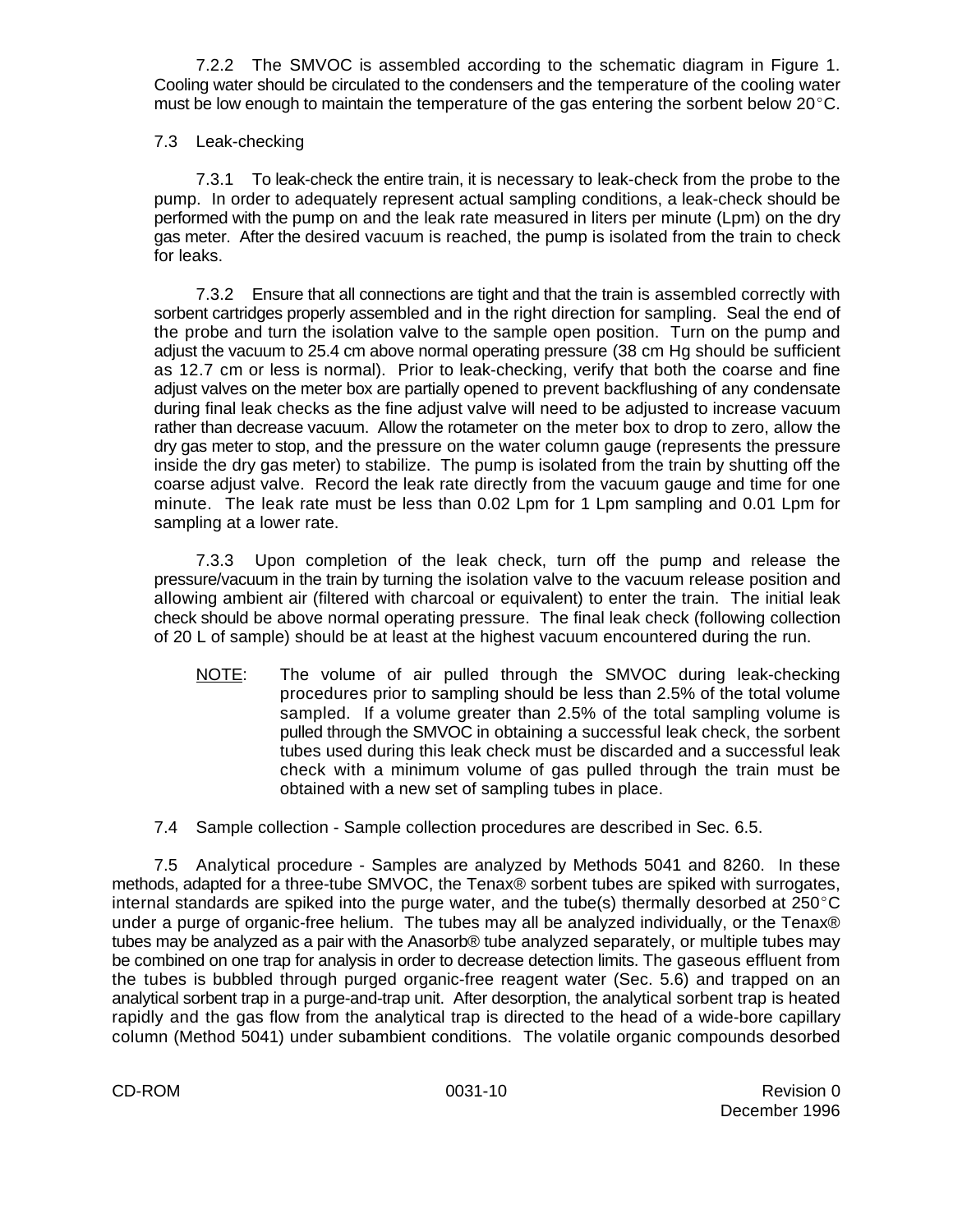7.2.2 The SMVOC is assembled according to the schematic diagram in Figure 1. Cooling water should be circulated to the condensers and the temperature of the cooling water must be low enough to maintain the temperature of the gas entering the sorbent below 20°C.

7.3 Leak-checking

7.3.1 To leak-check the entire train, it is necessary to leak-check from the probe to the pump. In order to adequately represent actual sampling conditions, a leak-check should be performed with the pump on and the leak rate measured in liters per minute (Lpm) on the dry gas meter. After the desired vacuum is reached, the pump is isolated from the train to check for leaks.

7.3.2 Ensure that all connections are tight and that the train is assembled correctly with sorbent cartridges properly assembled and in the right direction for sampling. Seal the end of the probe and turn the isolation valve to the sample open position. Turn on the pump and adjust the vacuum to 25.4 cm above normal operating pressure (38 cm Hg should be sufficient as 12.7 cm or less is normal). Prior to leak-checking, verify that both the coarse and fine adjust valves on the meter box are partially opened to prevent backflushing of any condensate during final leak checks as the fine adjust valve will need to be adjusted to increase vacuum rather than decrease vacuum. Allow the rotameter on the meter box to drop to zero, allow the dry gas meter to stop, and the pressure on the water column gauge (represents the pressure inside the dry gas meter) to stabilize. The pump is isolated from the train by shutting off the coarse adjust valve. Record the leak rate directly from the vacuum gauge and time for one minute. The leak rate must be less than 0.02 Lpm for 1 Lpm sampling and 0.01 Lpm for sampling at a lower rate.

7.3.3 Upon completion of the leak check, turn off the pump and release the pressure/vacuum in the train by turning the isolation valve to the vacuum release position and allowing ambient air (filtered with charcoal or equivalent) to enter the train. The initial leak check should be above normal operating pressure. The final leak check (following collection of 20 L of sample) should be at least at the highest vacuum encountered during the run.

> NOTE: The volume of air pulled through the SMVOC during leak-checking procedures prior to sampling should be less than 2.5% of the total volume sampled. If a volume greater than 2.5% of the total sampling volume is pulled through the SMVOC in obtaining a successful leak check, the sorbent tubes used during this leak check must be discarded and a successful leak check with a minimum volume of gas pulled through the train must be obtained with a new set of sampling tubes in place.

7.4 Sample collection - Sample collection procedures are described in Sec. 6.5.

7.5 Analytical procedure - Samples are analyzed by Methods 5041 and 8260. In these methods, adapted for a three-tube SMVOC, the Tenax® sorbent tubes are spiked with surrogates, internal standards are spiked into the purge water, and the tube(s) thermally desorbed at 250°C under a purge of organic-free helium. The tubes may all be analyzed individually, or the Tenax® tubes may be analyzed as a pair with the Anasorb® tube analyzed separately, or multiple tubes may be combined on one trap for analysis in order to decrease detection limits. The gaseous effluent from the tubes is bubbled through purged organic-free reagent water (Sec. 5.6) and trapped on an analytical sorbent trap in a purge-and-trap unit. After desorption, the analytical sorbent trap is heated rapidly and the gas flow from the analytical trap is directed to the head of a wide-bore capillary column (Method 5041) under subambient conditions. The volatile organic compounds desorbed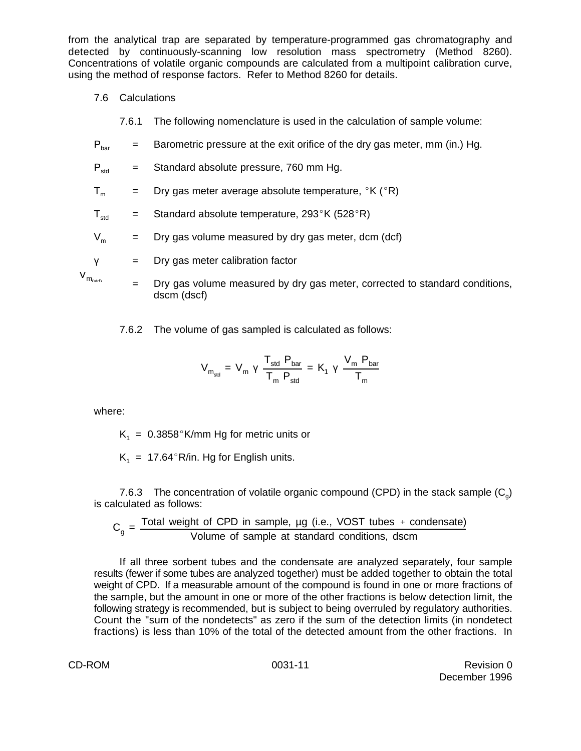from the analytical trap are separated by temperature-programmed gas chromatography and detected by continuously-scanning low resolution mass spectrometry (Method 8260). Concentrations of volatile organic compounds are calculated from a multipoint calibration curve, using the method of response factors. Refer to Method 8260 for details.

7.6 Calculations

7.6.1 The following nomenclature is used in the calculation of sample volume:

$P_{bar}$ = Barometric pressure at the exit orifice of the dry gas meter, mm (in.) Hg.

$P_{std}$ = Standard absolute pressure, 760 mm Hg.

$T_m$ = Dry gas meter average absolute temperature, °K (°R)

$T_{std}$ = Standard absolute temperature, 293°K (528°R)

$V_m$ = Dry gas volume measured by dry gas meter, dcm (dcf)

$\gamma$ = Dry gas meter calibration factor

$V_{m_{(std)}}$ = Dry gas volume measured by dry gas meter, corrected to standard conditions, dscm (dscf)

7.6.2 The volume of gas sampled is calculated as follows:

$$V_{m_{std}} = V_m \ \gamma \ \frac{T_{std} \ P_{bar}}{T_m \ P_{std}} = K_1 \ \gamma \ \frac{V_m \ P_{bar}}{T_m}$$

where:

$K_1$ = 0.3858°K/mm Hg for metric units or

$K_1$ = 17.64°R/in. Hg for English units.

7.6.3 The concentration of volatile organic compound (CPD) in the stack sample ($C_g$) is calculated as follows:

$$C_g = \frac{\text{Total weight of CPD in sample, µg (i.e., VOST tubes + condensate)}}{\text{Volume of sample at standard conditions, dscm}}$$

If all three sorbent tubes and the condensate are analyzed separately, four sample results (fewer if some tubes are analyzed together) must be added together to obtain the total weight of CPD. If a measurable amount of the compound is found in one or more fractions of the sample, but the amount in one or more of the other fractions is below detection limit, the following strategy is recommended, but is subject to being overruled by regulatory authorities. Count the "sum of the nondetects" as zero if the sum of the detection limits (in nondetect fractions) is less than 10% of the total of the detected amount from the other fractions. In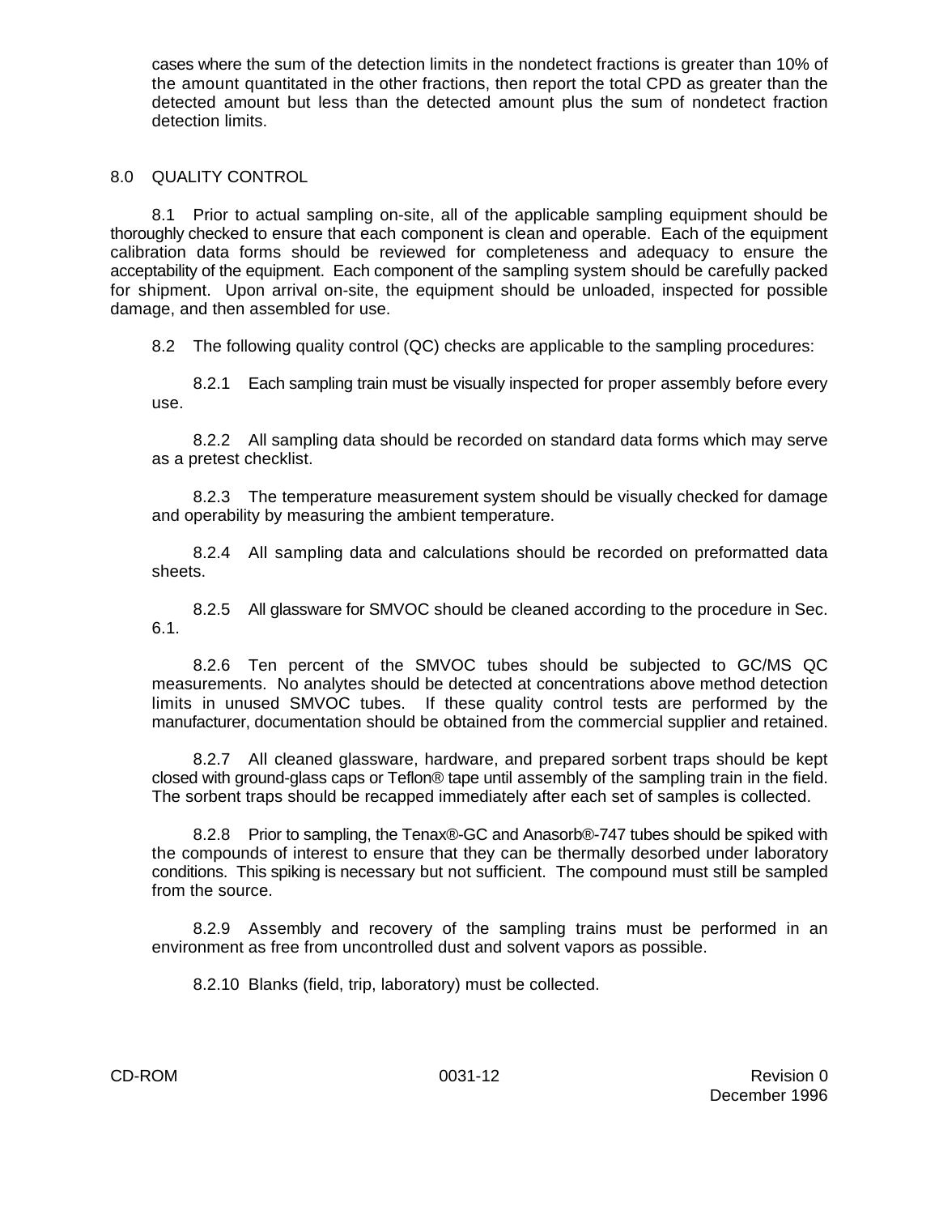cases where the sum of the detection limits in the nondetect fractions is greater than 10% of the amount quantitated in the other fractions, then report the total CPD as greater than the detected amount but less than the detected amount plus the sum of nondetect fraction detection limits.

## 8.0 QUALITY CONTROL

8.1 Prior to actual sampling on-site, all of the applicable sampling equipment should be thoroughly checked to ensure that each component is clean and operable. Each of the equipment calibration data forms should be reviewed for completeness and adequacy to ensure the acceptability of the equipment. Each component of the sampling system should be carefully packed for shipment. Upon arrival on-site, the equipment should be unloaded, inspected for possible damage, and then assembled for use.

8.2 The following quality control (QC) checks are applicable to the sampling procedures:

8.2.1 Each sampling train must be visually inspected for proper assembly before every use.

8.2.2 All sampling data should be recorded on standard data forms which may serve as a pretest checklist.

8.2.3 The temperature measurement system should be visually checked for damage and operability by measuring the ambient temperature.

8.2.4 All sampling data and calculations should be recorded on preformatted data sheets.

8.2.5 All glassware for SMVOC should be cleaned according to the procedure in Sec. 6.1.

8.2.6 Ten percent of the SMVOC tubes should be subjected to GC/MS QC measurements. No analytes should be detected at concentrations above method detection limits in unused SMVOC tubes. If these quality control tests are performed by the manufacturer, documentation should be obtained from the commercial supplier and retained.

8.2.7 All cleaned glassware, hardware, and prepared sorbent traps should be kept closed with ground-glass caps or Teflon® tape until assembly of the sampling train in the field. The sorbent traps should be recapped immediately after each set of samples is collected.

8.2.8 Prior to sampling, the Tenax®-GC and Anasorb®-747 tubes should be spiked with the compounds of interest to ensure that they can be thermally desorbed under laboratory conditions. This spiking is necessary but not sufficient. The compound must still be sampled from the source.

8.2.9 Assembly and recovery of the sampling trains must be performed in an environment as free from uncontrolled dust and solvent vapors as possible.

8.2.10 Blanks (field, trip, laboratory) must be collected.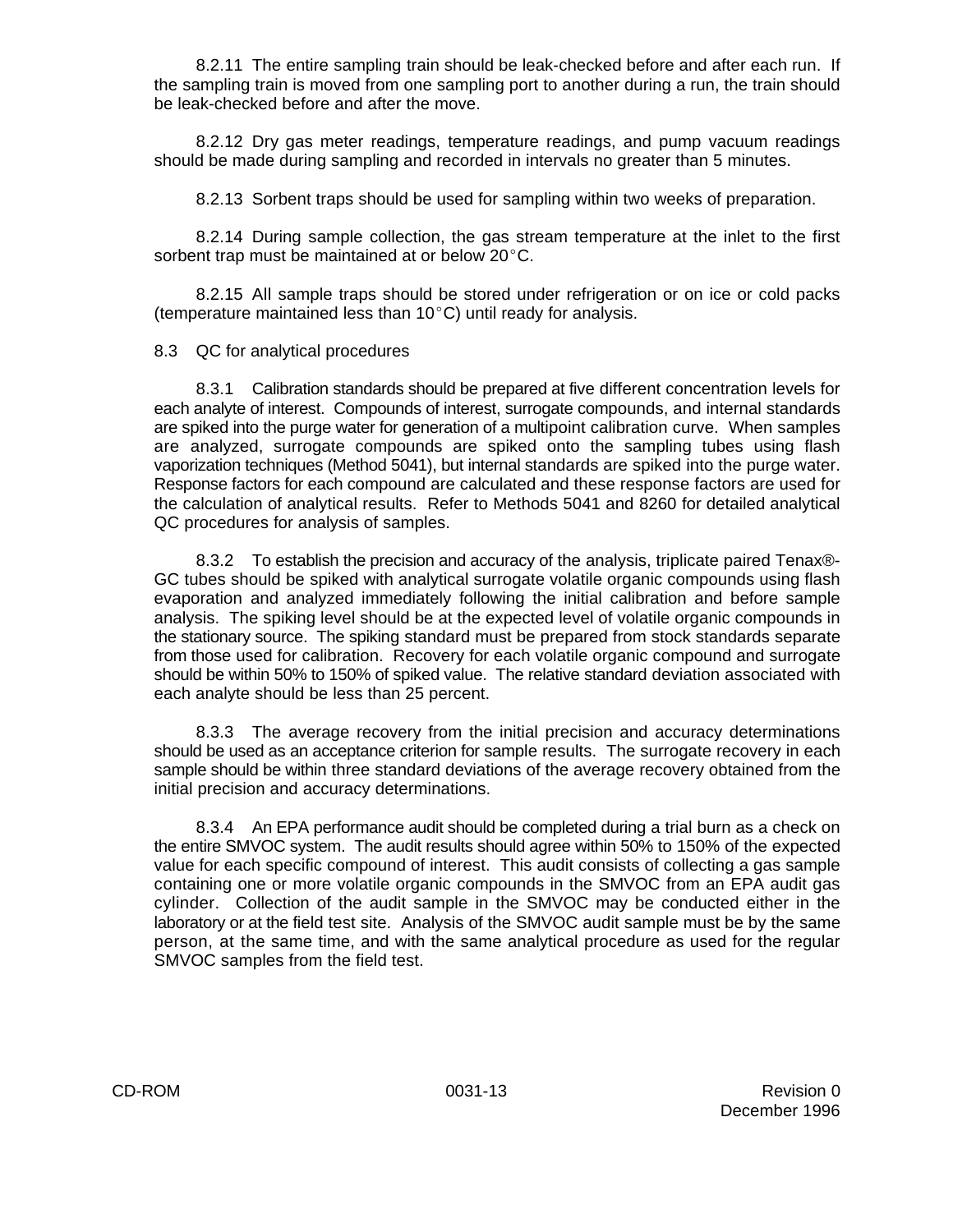8.2.11 The entire sampling train should be leak-checked before and after each run. If the sampling train is moved from one sampling port to another during a run, the train should be leak-checked before and after the move.

8.2.12 Dry gas meter readings, temperature readings, and pump vacuum readings should be made during sampling and recorded in intervals no greater than 5 minutes.

8.2.13 Sorbent traps should be used for sampling within two weeks of preparation.

8.2.14 During sample collection, the gas stream temperature at the inlet to the first sorbent trap must be maintained at or below 20°C.

8.2.15 All sample traps should be stored under refrigeration or on ice or cold packs (temperature maintained less than 10°C) until ready for analysis.

8.3 QC for analytical procedures

8.3.1 Calibration standards should be prepared at five different concentration levels for each analyte of interest. Compounds of interest, surrogate compounds, and internal standards are spiked into the purge water for generation of a multipoint calibration curve. When samples are analyzed, surrogate compounds are spiked onto the sampling tubes using flash vaporization techniques (Method 5041), but internal standards are spiked into the purge water. Response factors for each compound are calculated and these response factors are used for the calculation of analytical results. Refer to Methods 5041 and 8260 for detailed analytical QC procedures for analysis of samples.

8.3.2 To establish the precision and accuracy of the analysis, triplicate paired Tenax®-GC tubes should be spiked with analytical surrogate volatile organic compounds using flash evaporation and analyzed immediately following the initial calibration and before sample analysis. The spiking level should be at the expected level of volatile organic compounds in the stationary source. The spiking standard must be prepared from stock standards separate from those used for calibration. Recovery for each volatile organic compound and surrogate should be within 50% to 150% of spiked value. The relative standard deviation associated with each analyte should be less than 25 percent.

8.3.3 The average recovery from the initial precision and accuracy determinations should be used as an acceptance criterion for sample results. The surrogate recovery in each sample should be within three standard deviations of the average recovery obtained from the initial precision and accuracy determinations.

8.3.4 An EPA performance audit should be completed during a trial burn as a check on the entire SMVOC system. The audit results should agree within 50% to 150% of the expected value for each specific compound of interest. This audit consists of collecting a gas sample containing one or more volatile organic compounds in the SMVOC from an EPA audit gas cylinder. Collection of the audit sample in the SMVOC may be conducted either in the laboratory or at the field test site. Analysis of the SMVOC audit sample must be by the same person, at the same time, and with the same analytical procedure as used for the regular SMVOC samples from the field test.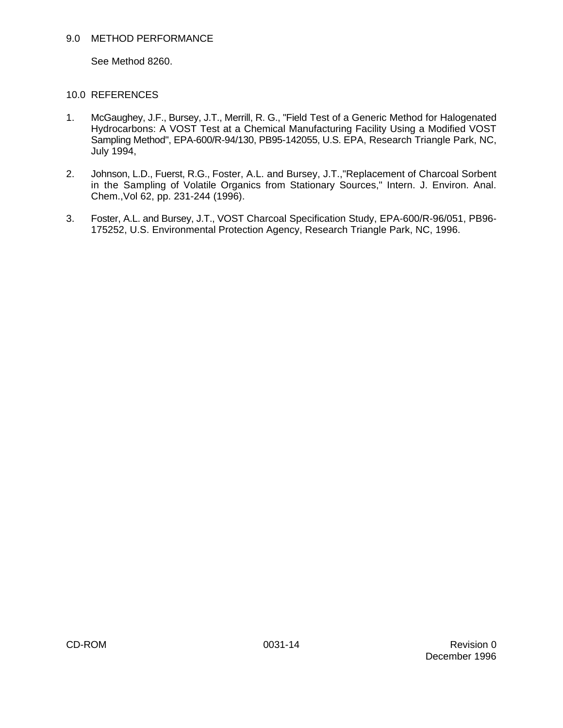## 9.0 METHOD PERFORMANCE

See Method 8260.

## 10.0 REFERENCES

1. McGaughey, J.F., Bursey, J.T., Merrill, R. G., "Field Test of a Generic Method for Halogenated Hydrocarbons: A VOST Test at a Chemical Manufacturing Facility Using a Modified VOST Sampling Method", EPA-600/R-94/130, PB95-142055, U.S. EPA, Research Triangle Park, NC, July 1994,

2. Johnson, L.D., Fuerst, R.G., Foster, A.L. and Bursey, J.T.,"Replacement of Charcoal Sorbent in the Sampling of Volatile Organics from Stationary Sources," Intern. J. Environ. Anal. Chem.,Vol 62, pp. 231-244 (1996).

3. Foster, A.L. and Bursey, J.T., VOST Charcoal Specification Study, EPA-600/R-96/051, PB96-175252, U.S. Environmental Protection Agency, Research Triangle Park, NC, 1996.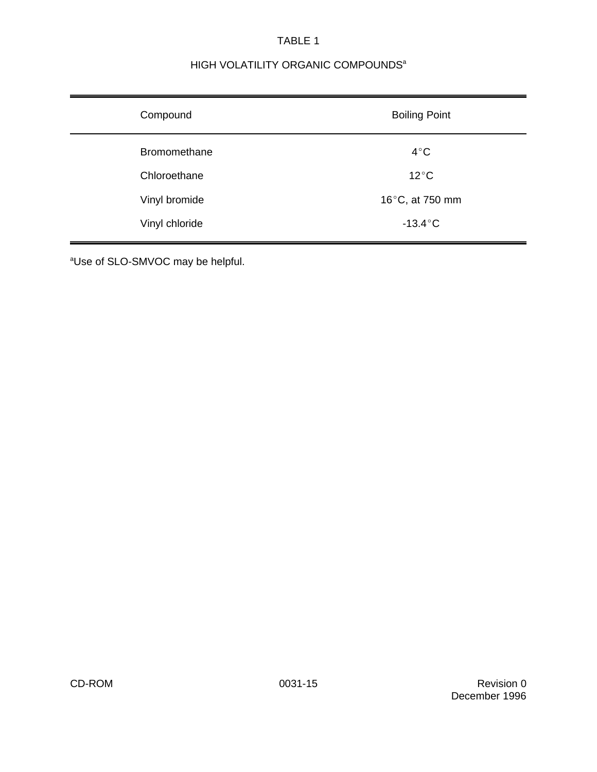TABLE 1

HIGH VOLATILITY ORGANIC COMPOUNDS[a]

| Compound | Boiling Point |
|---|---|
| Bromomethane | 4°C |
| Chloroethane | 12°C |
| Vinyl bromide | 16°C, at 750 mm |
| Vinyl chloride | -13.4°C |

[a]Use of SLO-SMVOC may be helpful.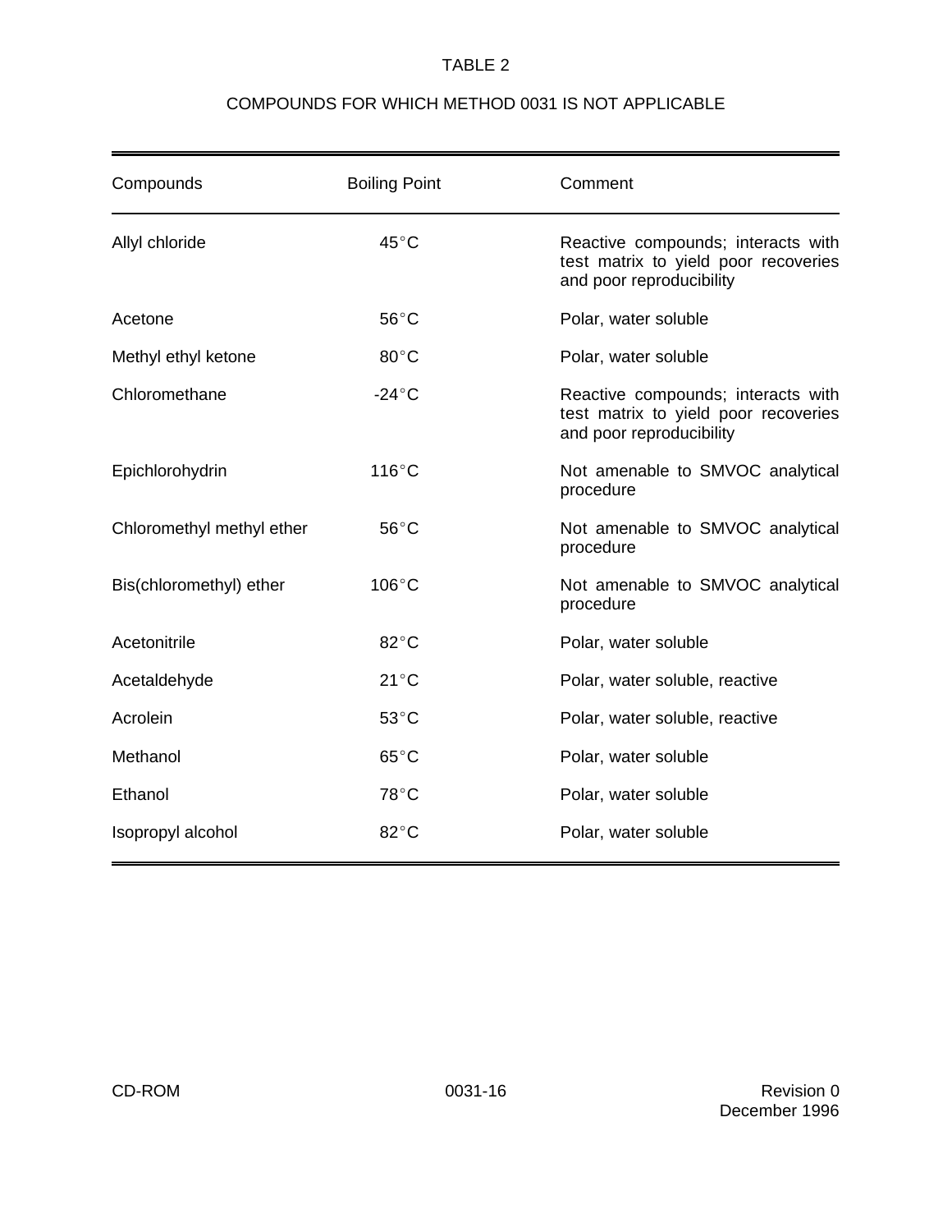TABLE 2

COMPOUNDS FOR WHICH METHOD 0031 IS NOT APPLICABLE

| Compounds | Boiling Point | Comment |
|---|---|---|
| Allyl chloride | 45°C | Reactive compounds; interacts with test matrix to yield poor recoveries and poor reproducibility |
| Acetone | 56°C | Polar, water soluble |
| Methyl ethyl ketone | 80°C | Polar, water soluble |
| Chloromethane | -24°C | Reactive compounds; interacts with test matrix to yield poor recoveries and poor reproducibility |
| Epichlorohydrin | 116°C | Not amenable to SMVOC analytical procedure |
| Chloromethyl methyl ether | 56°C | Not amenable to SMVOC analytical procedure |
| Bis(chloromethyl) ether | 106°C | Not amenable to SMVOC analytical procedure |
| Acetonitrile | 82°C | Polar, water soluble |
| Acetaldehyde | 21°C | Polar, water soluble, reactive |
| Acrolein | 53°C | Polar, water soluble, reactive |
| Methanol | 65°C | Polar, water soluble |
| Ethanol | 78°C | Polar, water soluble |
| Isopropyl alcohol | 82°C | Polar, water soluble |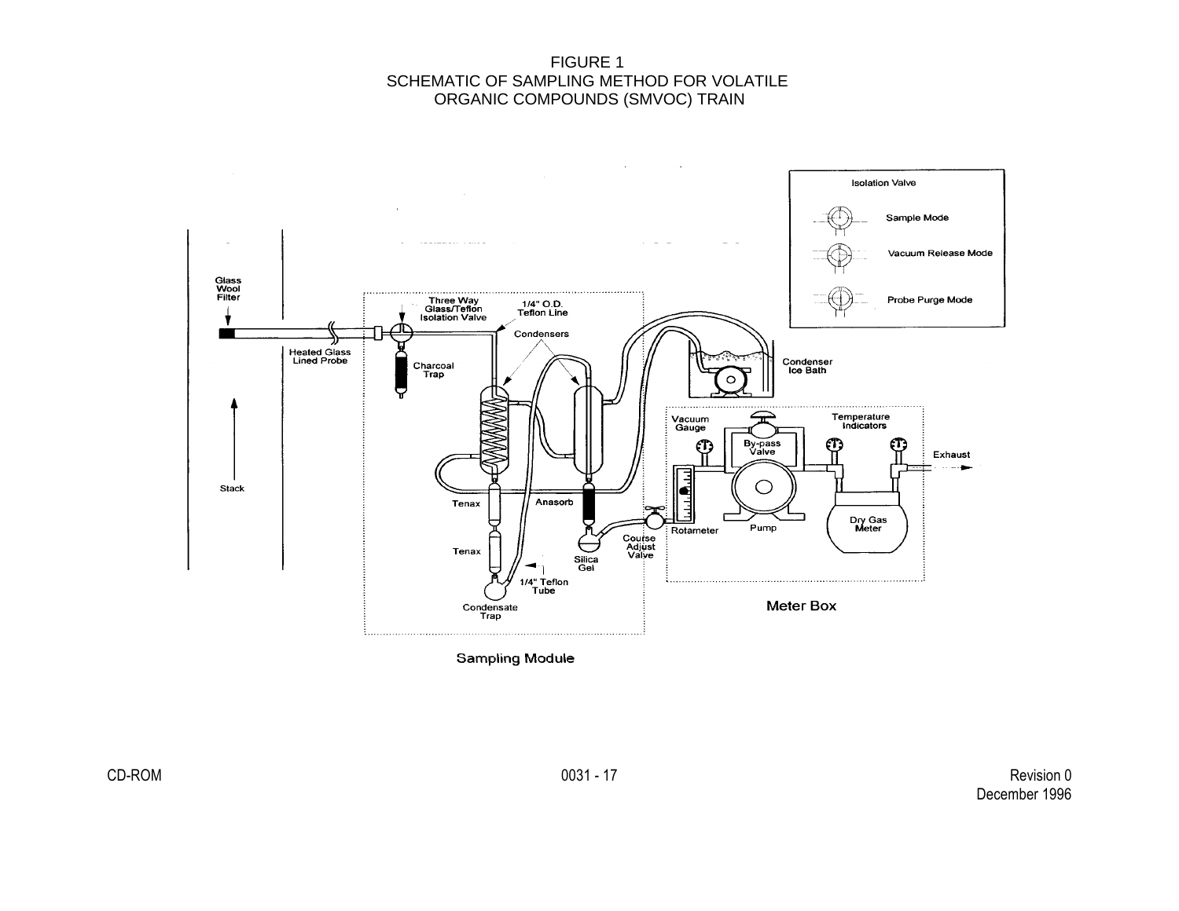# FIGURE 1
## SCHEMATIC OF SAMPLING METHOD FOR VOLATILE ORGANIC COMPOUNDS (SMVOC) TRAIN

Isolation Valve

Sample Mode

Vacuum Release Mode

Probe Purge Mode

Glass Wool Filter

Three Way Glass/Teflon Isolation Valve

1/4" O.D. Teflon Line

Heated Glass Lined Probe

Charcoal Trap

Condensers

Condenser Ice Bath

Stack

Vacuum Gauge

By-pass Valve

Temperature Indicators

Exhaust

Tenax

Anasorb

Tenax

Silica Gel

Course Adjust Valve

Rotameter

Pump

Dry Gas Meter

1/4" Teflon Tube

Condensate Trap

Meter Box

Sampling Module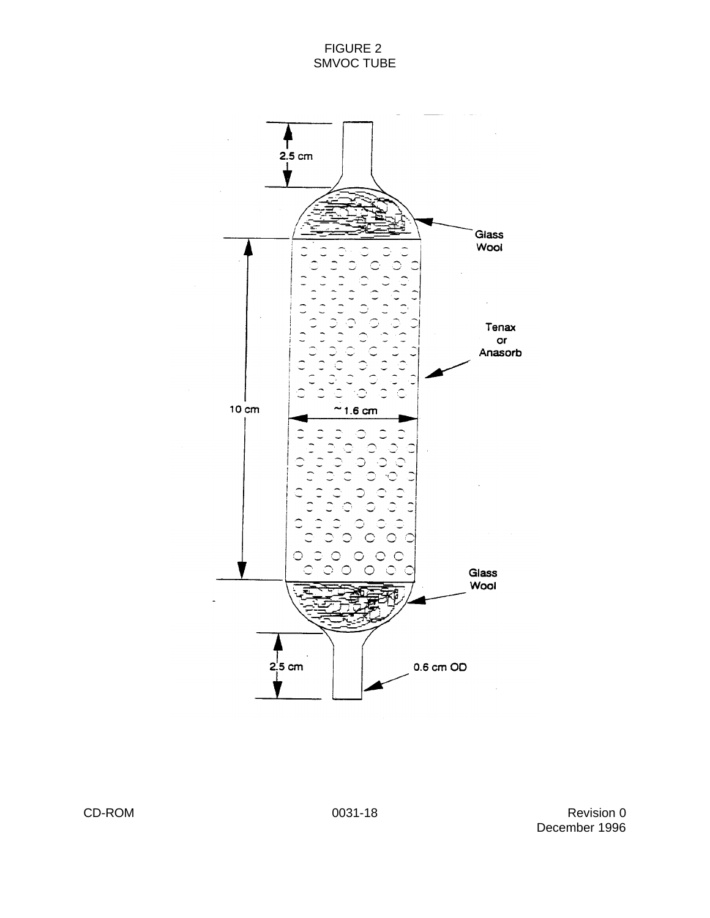FIGURE 2
SMVOC TUBE

2.5 cm

Glass
Wool

Tenax
or
Anasorb

10 cm

~1.6 cm

Glass
Wool

2.5 cm

0.6 cm OD